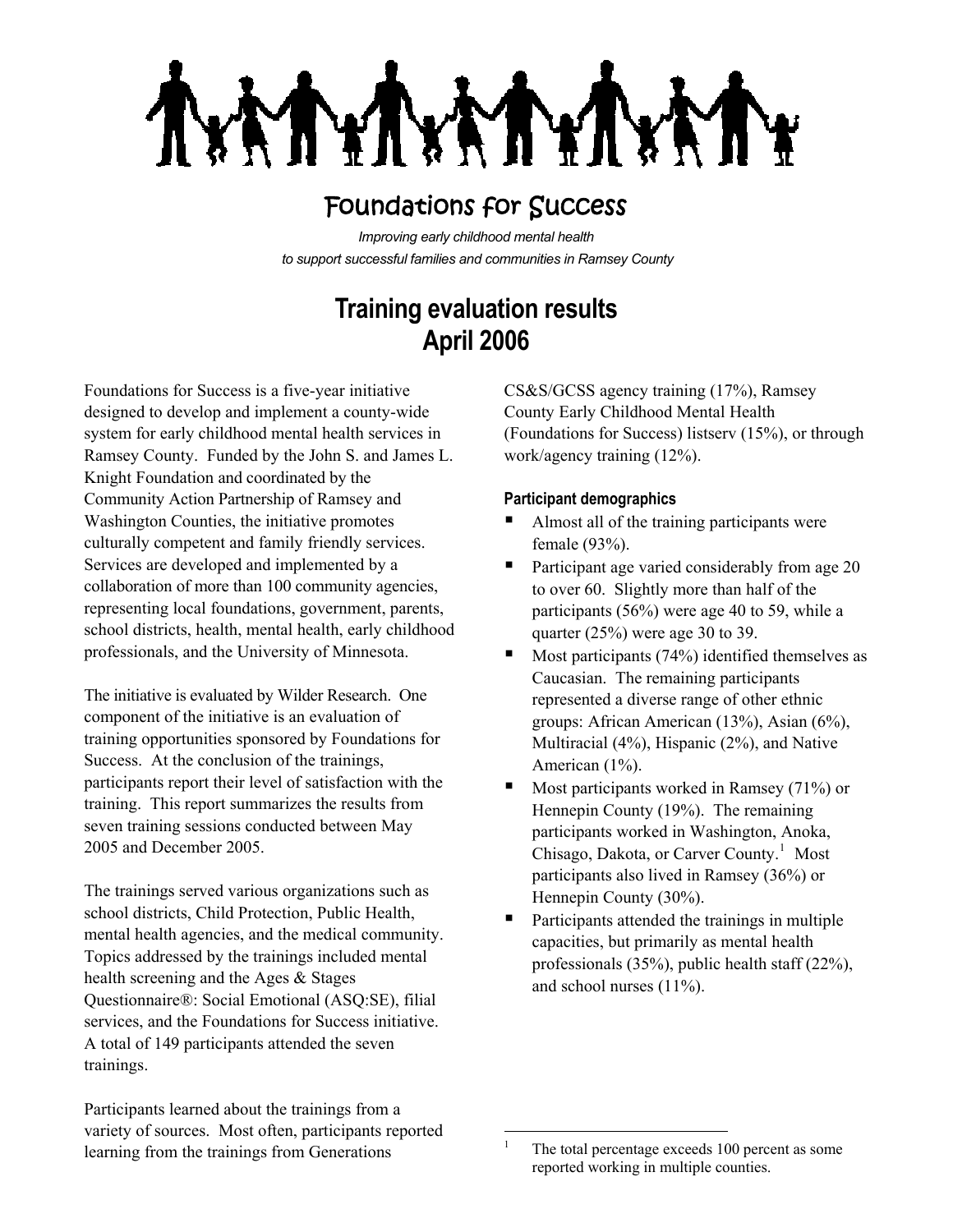# Foundations for Success

*Improving early childhood mental health to support successful families and communities in Ramsey County*

## Training evaluation results
## April 2006

Foundations for Success is a five-year initiative designed to develop and implement a county-wide system for early childhood mental health services in Ramsey County. Funded by the John S. and James L. Knight Foundation and coordinated by the Community Action Partnership of Ramsey and Washington Counties, the initiative promotes culturally competent and family friendly services. Services are developed and implemented by a collaboration of more than 100 community agencies, representing local foundations, government, parents, school districts, health, mental health, early childhood professionals, and the University of Minnesota.

The initiative is evaluated by Wilder Research. One component of the initiative is an evaluation of training opportunities sponsored by Foundations for Success. At the conclusion of the trainings, participants report their level of satisfaction with the training. This report summarizes the results from seven training sessions conducted between May 2005 and December 2005.

The trainings served various organizations such as school districts, Child Protection, Public Health, mental health agencies, and the medical community. Topics addressed by the trainings included mental health screening and the Ages & Stages Questionnaire®: Social Emotional (ASQ:SE), filial services, and the Foundations for Success initiative. A total of 149 participants attended the seven trainings.

Participants learned about the trainings from a variety of sources. Most often, participants reported learning from the trainings from Generations CS&S/GCSS agency training (17%), Ramsey County Early Childhood Mental Health (Foundations for Success) listserv (15%), or through work/agency training (12%).

### Participant demographics

- Almost all of the training participants were female (93%).
- Participant age varied considerably from age 20 to over 60. Slightly more than half of the participants (56%) were age 40 to 59, while a quarter (25%) were age 30 to 39.
- Most participants (74%) identified themselves as Caucasian. The remaining participants represented a diverse range of other ethnic groups: African American (13%), Asian (6%), Multiracial (4%), Hispanic (2%), and Native American (1%).
- Most participants worked in Ramsey (71%) or Hennepin County (19%). The remaining participants worked in Washington, Anoka, Chisago, Dakota, or Carver County.[1] Most participants also lived in Ramsey (36%) or Hennepin County (30%).
- Participants attended the trainings in multiple capacities, but primarily as mental health professionals (35%), public health staff (22%), and school nurses (11%).

---

[1] The total percentage exceeds 100 percent as some reported working in multiple counties.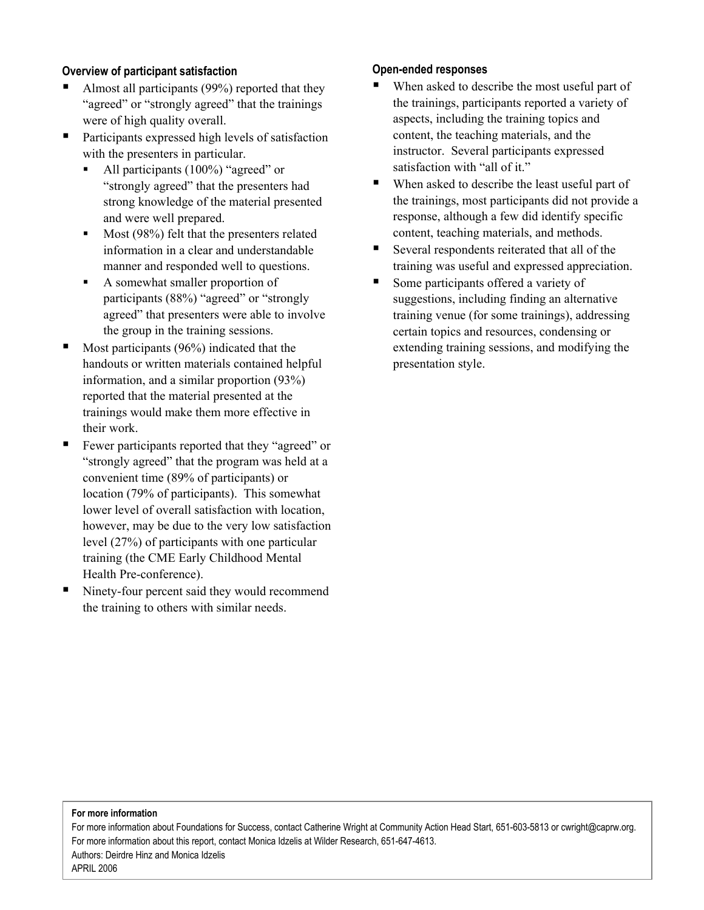**Overview of participant satisfaction**

- Almost all participants (99%) reported that they "agreed" or "strongly agreed" that the trainings were of high quality overall.
- Participants expressed high levels of satisfaction with the presenters in particular.
  - All participants (100%) "agreed" or "strongly agreed" that the presenters had strong knowledge of the material presented and were well prepared.
  - Most (98%) felt that the presenters related information in a clear and understandable manner and responded well to questions.
  - A somewhat smaller proportion of participants (88%) "agreed" or "strongly agreed" that presenters were able to involve the group in the training sessions.
- Most participants (96%) indicated that the handouts or written materials contained helpful information, and a similar proportion (93%) reported that the material presented at the trainings would make them more effective in their work.
- Fewer participants reported that they "agreed" or "strongly agreed" that the program was held at a convenient time (89% of participants) or location (79% of participants). This somewhat lower level of overall satisfaction with location, however, may be due to the very low satisfaction level (27%) of participants with one particular training (the CME Early Childhood Mental Health Pre-conference).
- Ninety-four percent said they would recommend the training to others with similar needs.

**Open-ended responses**

- When asked to describe the most useful part of the trainings, participants reported a variety of aspects, including the training topics and content, the teaching materials, and the instructor. Several participants expressed satisfaction with "all of it."
- When asked to describe the least useful part of the trainings, most participants did not provide a response, although a few did identify specific content, teaching materials, and methods.
- Several respondents reiterated that all of the training was useful and expressed appreciation.
- Some participants offered a variety of suggestions, including finding an alternative training venue (for some trainings), addressing certain topics and resources, condensing or extending training sessions, and modifying the presentation style.

**For more information**

For more information about Foundations for Success, contact Catherine Wright at Community Action Head Start, 651-603-5813 or cwright@caprw.org.
For more information about this report, contact Monica Idzelis at Wilder Research, 651-647-4613.
Authors: Deirdre Hinz and Monica Idzelis
APRIL 2006